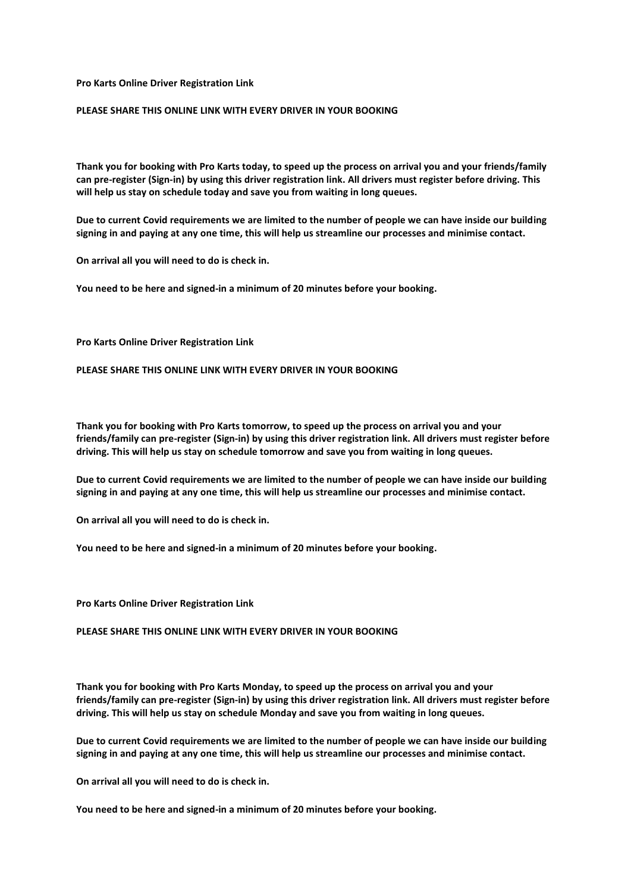**Pro Karts Online Driver Registration Link**

**PLEASE SHARE THIS ONLINE LINK WITH EVERY DRIVER IN YOUR BOOKING**

**Thank you for booking with Pro Karts today, to speed up the process on arrival you and your friends/family can pre-register (Sign-in) by using this driver registration link. All drivers must register before driving. This will help us stay on schedule today and save you from waiting in long queues.**

**Due to current Covid requirements we are limited to the number of people we can have inside our building signing in and paying at any one time, this will help us streamline our processes and minimise contact.**

**On arrival all you will need to do is check in.**

**You need to be here and signed-in a minimum of 20 minutes before your booking.**

**Pro Karts Online Driver Registration Link**

**PLEASE SHARE THIS ONLINE LINK WITH EVERY DRIVER IN YOUR BOOKING**

**Thank you for booking with Pro Karts tomorrow, to speed up the process on arrival you and your friends/family can pre-register (Sign-in) by using this driver registration link. All drivers must register before driving. This will help us stay on schedule tomorrow and save you from waiting in long queues.**

**Due to current Covid requirements we are limited to the number of people we can have inside our building signing in and paying at any one time, this will help us streamline our processes and minimise contact.**

**On arrival all you will need to do is check in.**

**You need to be here and signed-in a minimum of 20 minutes before your booking.**

**Pro Karts Online Driver Registration Link**

**PLEASE SHARE THIS ONLINE LINK WITH EVERY DRIVER IN YOUR BOOKING**

**Thank you for booking with Pro Karts Monday, to speed up the process on arrival you and your friends/family can pre-register (Sign-in) by using this driver registration link. All drivers must register before driving. This will help us stay on schedule Monday and save you from waiting in long queues.**

**Due to current Covid requirements we are limited to the number of people we can have inside our building signing in and paying at any one time, this will help us streamline our processes and minimise contact.**

**On arrival all you will need to do is check in.**

**You need to be here and signed-in a minimum of 20 minutes before your booking.**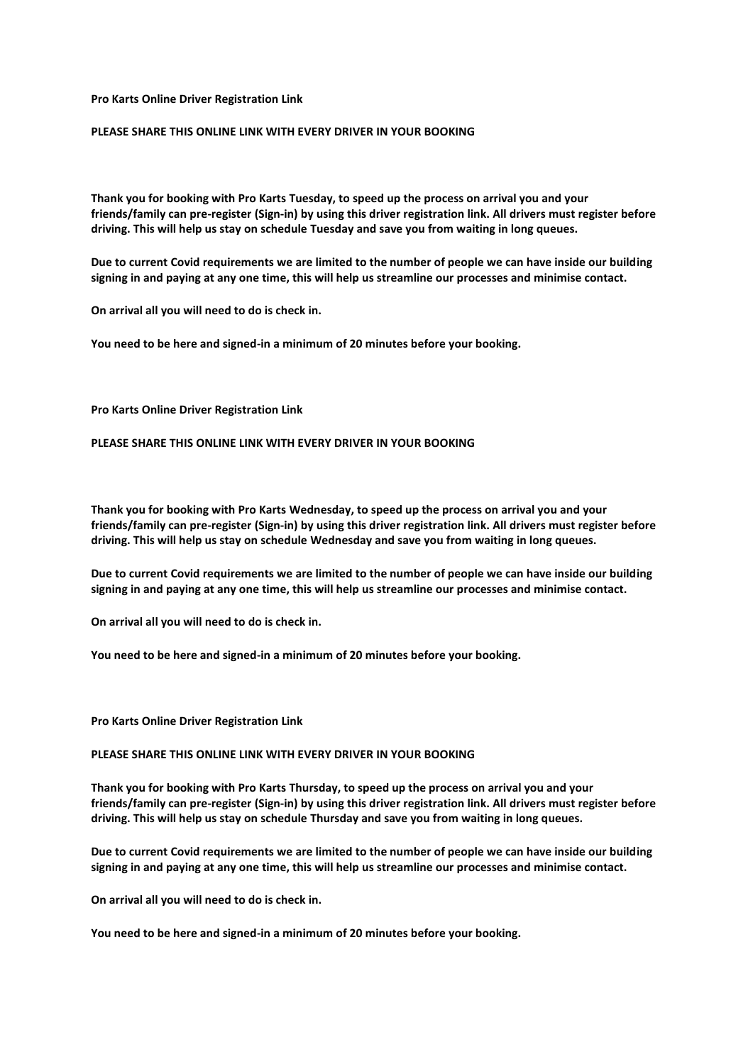**Pro Karts Online Driver Registration Link**

**PLEASE SHARE THIS ONLINE LINK WITH EVERY DRIVER IN YOUR BOOKING**

**Thank you for booking with Pro Karts Tuesday, to speed up the process on arrival you and your friends/family can pre-register (Sign-in) by using this driver registration link. All drivers must register before driving. This will help us stay on schedule Tuesday and save you from waiting in long queues.**

**Due to current Covid requirements we are limited to the number of people we can have inside our building signing in and paying at any one time, this will help us streamline our processes and minimise contact.**

**On arrival all you will need to do is check in.**

**You need to be here and signed-in a minimum of 20 minutes before your booking.**

**Pro Karts Online Driver Registration Link**

**PLEASE SHARE THIS ONLINE LINK WITH EVERY DRIVER IN YOUR BOOKING**

**Thank you for booking with Pro Karts Wednesday, to speed up the process on arrival you and your friends/family can pre-register (Sign-in) by using this driver registration link. All drivers must register before driving. This will help us stay on schedule Wednesday and save you from waiting in long queues.**

**Due to current Covid requirements we are limited to the number of people we can have inside our building signing in and paying at any one time, this will help us streamline our processes and minimise contact.**

**On arrival all you will need to do is check in.**

**You need to be here and signed-in a minimum of 20 minutes before your booking.**

**Pro Karts Online Driver Registration Link**

**PLEASE SHARE THIS ONLINE LINK WITH EVERY DRIVER IN YOUR BOOKING**

**Thank you for booking with Pro Karts Thursday, to speed up the process on arrival you and your friends/family can pre-register (Sign-in) by using this driver registration link. All drivers must register before driving. This will help us stay on schedule Thursday and save you from waiting in long queues.**

**Due to current Covid requirements we are limited to the number of people we can have inside our building signing in and paying at any one time, this will help us streamline our processes and minimise contact.**

**On arrival all you will need to do is check in.**

**You need to be here and signed-in a minimum of 20 minutes before your booking.**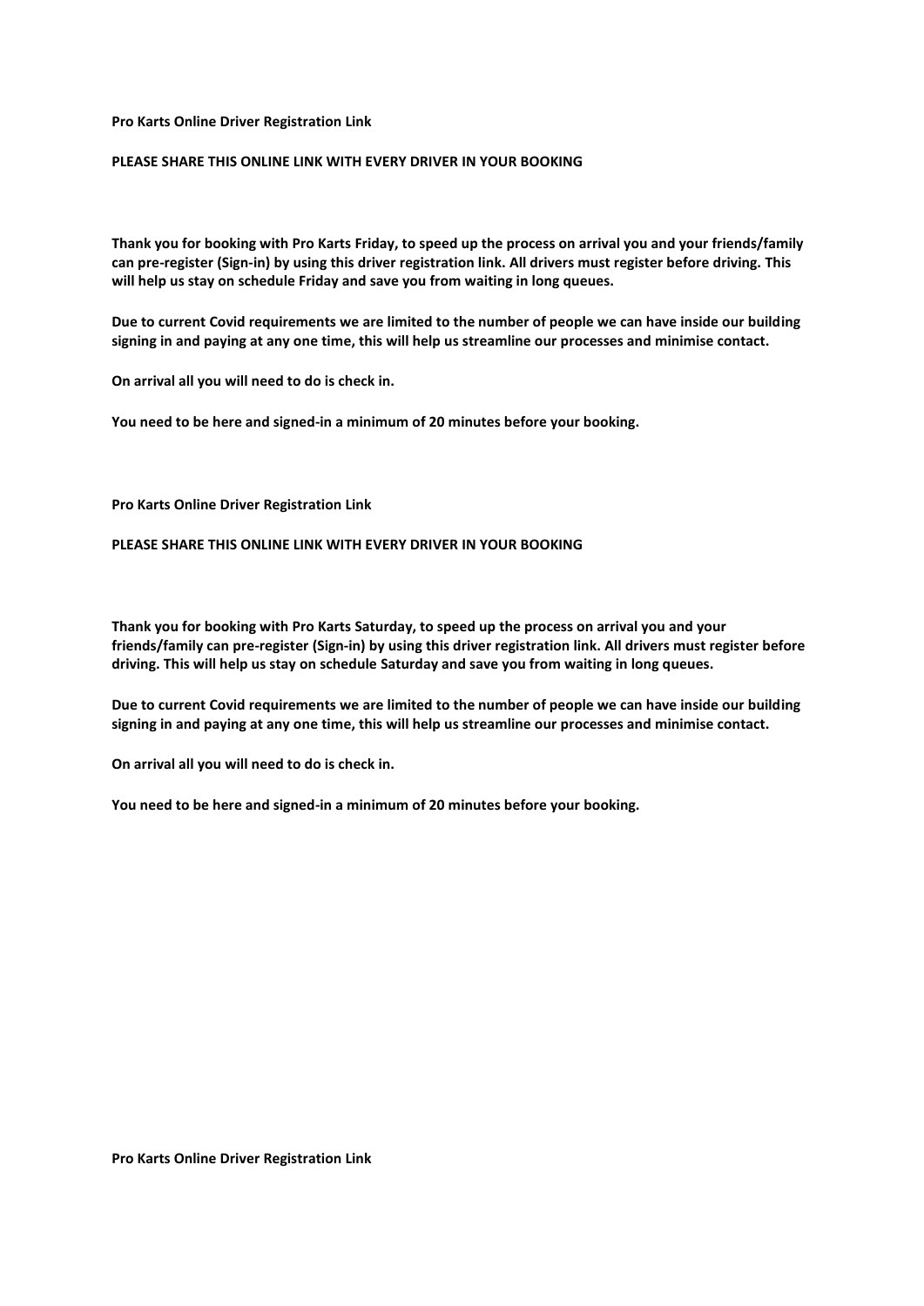**Pro Karts Online Driver Registration Link**

**PLEASE SHARE THIS ONLINE LINK WITH EVERY DRIVER IN YOUR BOOKING**

**Thank you for booking with Pro Karts Friday, to speed up the process on arrival you and your friends/family can pre-register (Sign-in) by using this driver registration link. All drivers must register before driving. This will help us stay on schedule Friday and save you from waiting in long queues.**

**Due to current Covid requirements we are limited to the number of people we can have inside our building signing in and paying at any one time, this will help us streamline our processes and minimise contact.**

**On arrival all you will need to do is check in.**

**You need to be here and signed-in a minimum of 20 minutes before your booking.**

**Pro Karts Online Driver Registration Link**

**PLEASE SHARE THIS ONLINE LINK WITH EVERY DRIVER IN YOUR BOOKING**

**Thank you for booking with Pro Karts Saturday, to speed up the process on arrival you and your friends/family can pre-register (Sign-in) by using this driver registration link. All drivers must register before driving. This will help us stay on schedule Saturday and save you from waiting in long queues.**

**Due to current Covid requirements we are limited to the number of people we can have inside our building signing in and paying at any one time, this will help us streamline our processes and minimise contact.**

**On arrival all you will need to do is check in.**

**You need to be here and signed-in a minimum of 20 minutes before your booking.**

**Pro Karts Online Driver Registration Link**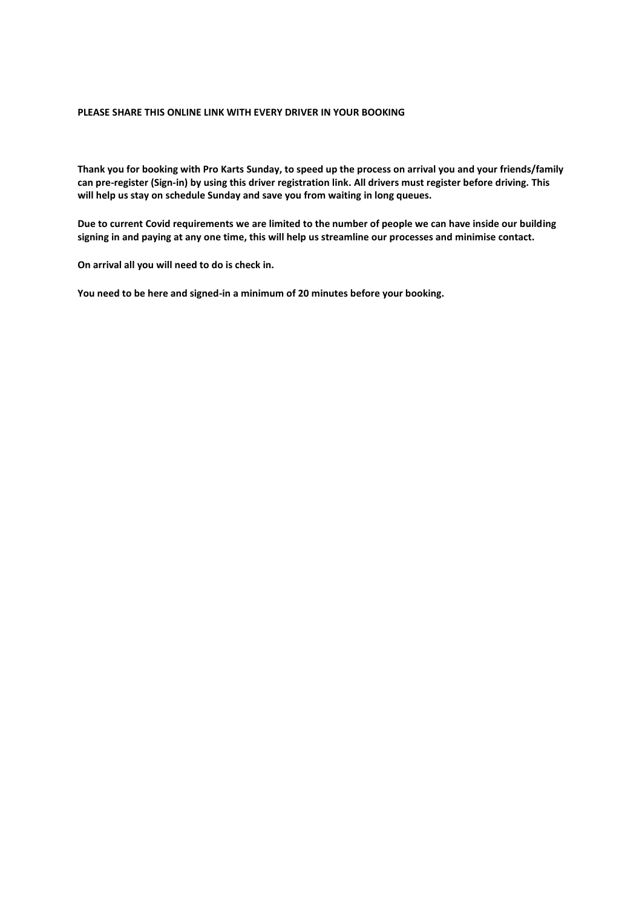**PLEASE SHARE THIS ONLINE LINK WITH EVERY DRIVER IN YOUR BOOKING**

**Thank you for booking with Pro Karts Sunday, to speed up the process on arrival you and your friends/family can pre-register (Sign-in) by using this driver registration link. All drivers must register before driving. This will help us stay on schedule Sunday and save you from waiting in long queues.**

**Due to current Covid requirements we are limited to the number of people we can have inside our building signing in and paying at any one time, this will help us streamline our processes and minimise contact.**

**On arrival all you will need to do is check in.**

**You need to be here and signed-in a minimum of 20 minutes before your booking.**